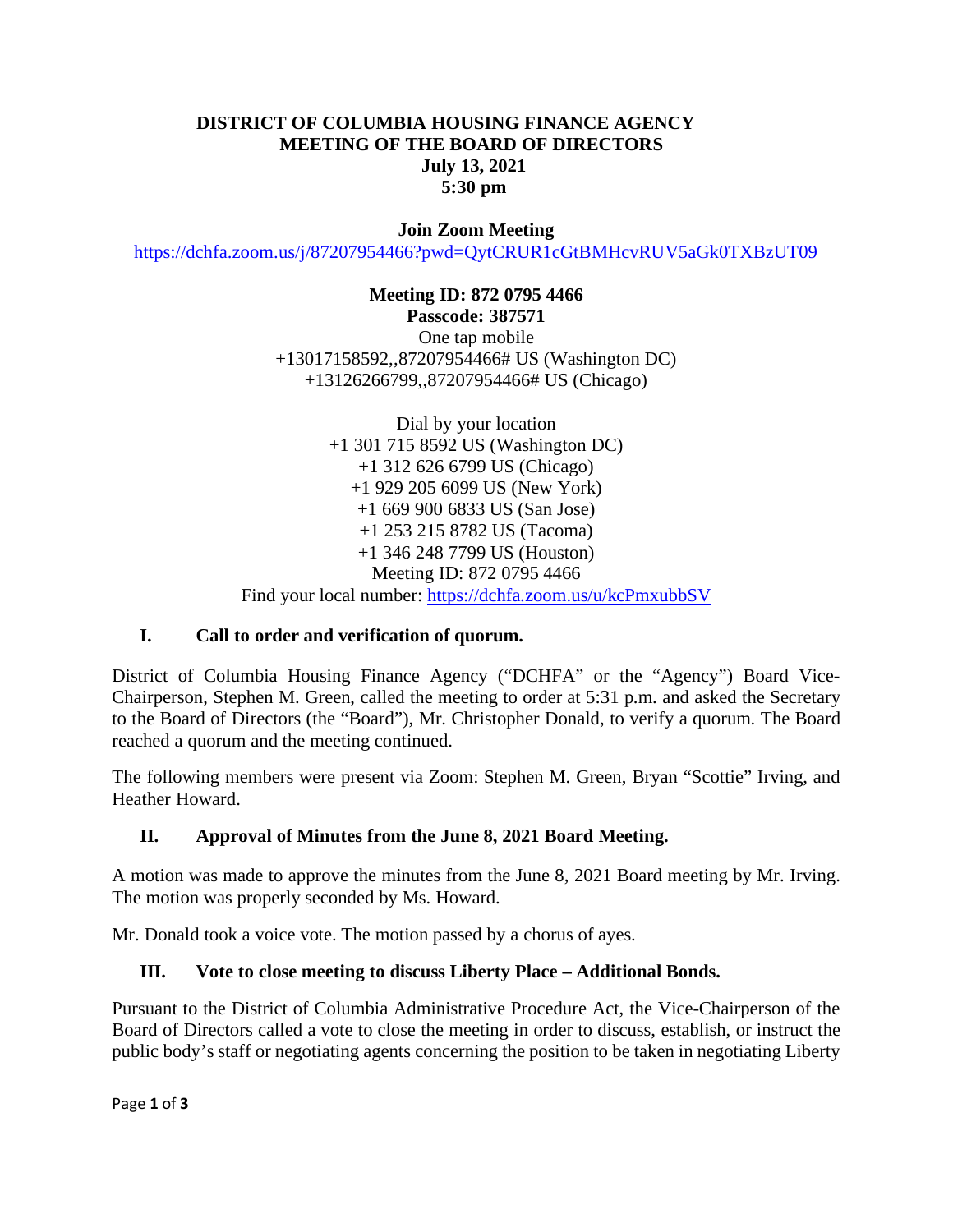# DISTRICT OF COLUMBIA HOUSING FINANCE AGENCY
## MEETING OF THE BOARD OF DIRECTORS
**July 13, 2021**
**5:30 pm**

**Join Zoom Meeting**
https://dchfa.zoom.us/j/87207954466?pwd=QytCRUR1cGtBMHcvRUV5aGk0TXBzUT09

**Meeting ID: 872 0795 4466**
**Passcode: 387571**
One tap mobile
+13017158592,,87207954466# US (Washington DC)
+13126266799,,87207954466# US (Chicago)

Dial by your location
+1 301 715 8592 US (Washington DC)
+1 312 626 6799 US (Chicago)
+1 929 205 6099 US (New York)
+1 669 900 6833 US (San Jose)
+1 253 215 8782 US (Tacoma)
+1 346 248 7799 US (Houston)
Meeting ID: 872 0795 4466
Find your local number: https://dchfa.zoom.us/u/kcPmxubbSV

### I. Call to order and verification of quorum.

District of Columbia Housing Finance Agency ("DCHFA" or the "Agency") Board Vice-Chairperson, Stephen M. Green, called the meeting to order at 5:31 p.m. and asked the Secretary to the Board of Directors (the "Board"), Mr. Christopher Donald, to verify a quorum. The Board reached a quorum and the meeting continued.

The following members were present via Zoom: Stephen M. Green, Bryan "Scottie" Irving, and Heather Howard.

### II. Approval of Minutes from the June 8, 2021 Board Meeting.

A motion was made to approve the minutes from the June 8, 2021 Board meeting by Mr. Irving. The motion was properly seconded by Ms. Howard.

Mr. Donald took a voice vote. The motion passed by a chorus of ayes.

### III. Vote to close meeting to discuss Liberty Place – Additional Bonds.

Pursuant to the District of Columbia Administrative Procedure Act, the Vice-Chairperson of the Board of Directors called a vote to close the meeting in order to discuss, establish, or instruct the public body's staff or negotiating agents concerning the position to be taken in negotiating Liberty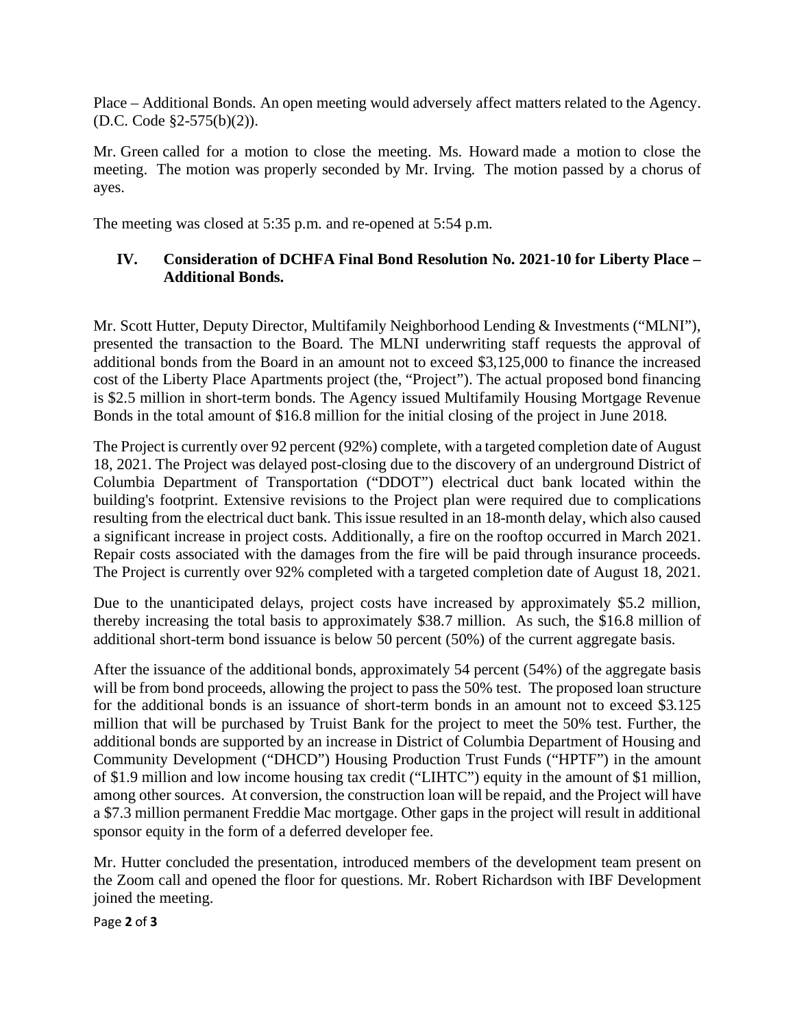Place – Additional Bonds. An open meeting would adversely affect matters related to the Agency. (D.C. Code §2-575(b)(2)).

Mr. Green called for a motion to close the meeting. Ms. Howard made a motion to close the meeting. The motion was properly seconded by Mr. Irving. The motion passed by a chorus of ayes.

The meeting was closed at 5:35 p.m. and re-opened at 5:54 p.m.

## IV. Consideration of DCHFA Final Bond Resolution No. 2021-10 for Liberty Place – Additional Bonds.

Mr. Scott Hutter, Deputy Director, Multifamily Neighborhood Lending & Investments ("MLNI"), presented the transaction to the Board. The MLNI underwriting staff requests the approval of additional bonds from the Board in an amount not to exceed $3,125,000 to finance the increased cost of the Liberty Place Apartments project (the, "Project"). The actual proposed bond financing is $2.5 million in short-term bonds. The Agency issued Multifamily Housing Mortgage Revenue Bonds in the total amount of $16.8 million for the initial closing of the project in June 2018.

The Project is currently over 92 percent (92%) complete, with a targeted completion date of August 18, 2021. The Project was delayed post-closing due to the discovery of an underground District of Columbia Department of Transportation ("DDOT") electrical duct bank located within the building's footprint. Extensive revisions to the Project plan were required due to complications resulting from the electrical duct bank. This issue resulted in an 18-month delay, which also caused a significant increase in project costs. Additionally, a fire on the rooftop occurred in March 2021. Repair costs associated with the damages from the fire will be paid through insurance proceeds. The Project is currently over 92% completed with a targeted completion date of August 18, 2021.

Due to the unanticipated delays, project costs have increased by approximately $5.2 million, thereby increasing the total basis to approximately $38.7 million. As such, the $16.8 million of additional short-term bond issuance is below 50 percent (50%) of the current aggregate basis.

After the issuance of the additional bonds, approximately 54 percent (54%) of the aggregate basis will be from bond proceeds, allowing the project to pass the 50% test. The proposed loan structure for the additional bonds is an issuance of short-term bonds in an amount not to exceed $3.125 million that will be purchased by Truist Bank for the project to meet the 50% test. Further, the additional bonds are supported by an increase in District of Columbia Department of Housing and Community Development ("DHCD") Housing Production Trust Funds ("HPTF") in the amount of $1.9 million and low income housing tax credit ("LIHTC") equity in the amount of $1 million, among other sources. At conversion, the construction loan will be repaid, and the Project will have a $7.3 million permanent Freddie Mac mortgage. Other gaps in the project will result in additional sponsor equity in the form of a deferred developer fee.

Mr. Hutter concluded the presentation, introduced members of the development team present on the Zoom call and opened the floor for questions. Mr. Robert Richardson with IBF Development joined the meeting.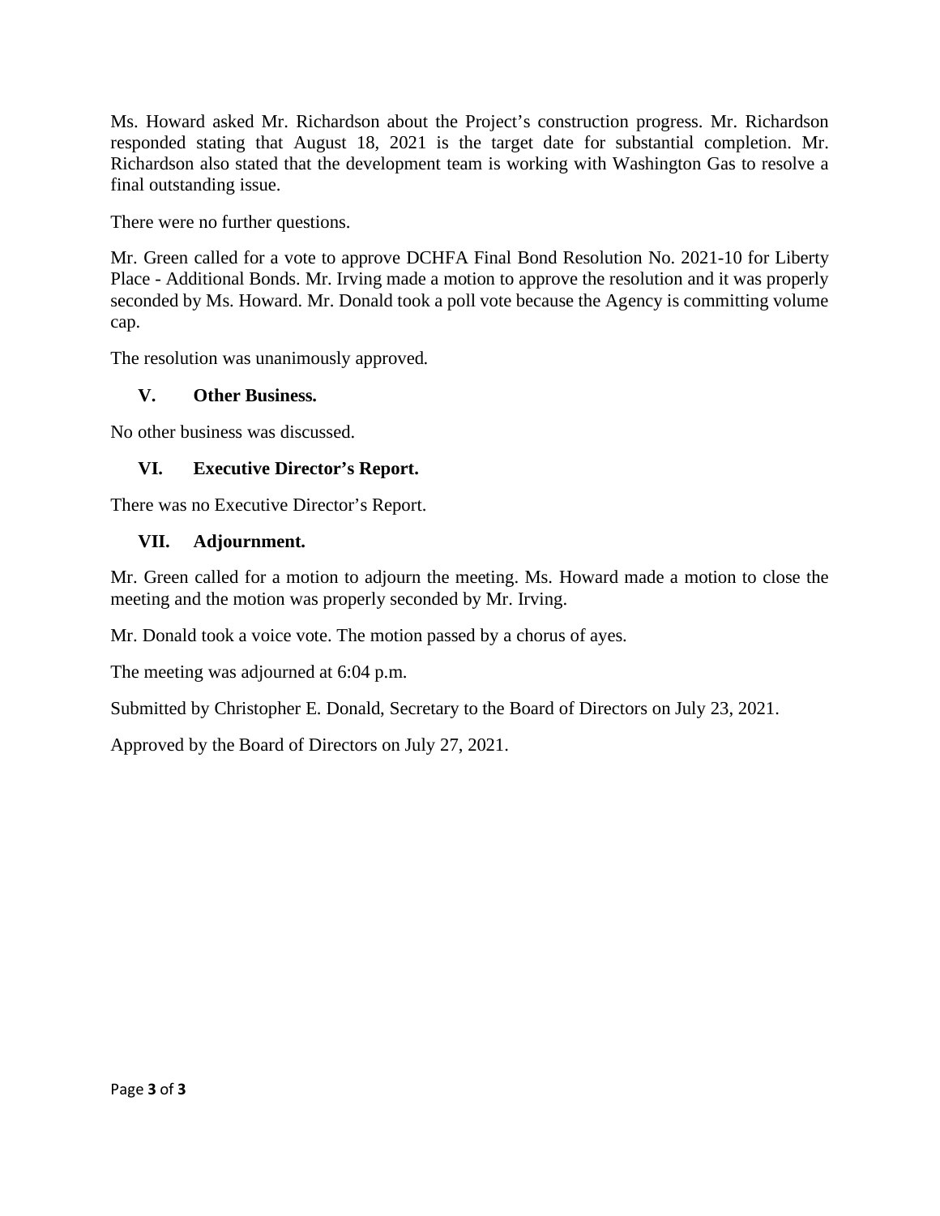Ms. Howard asked Mr. Richardson about the Project's construction progress. Mr. Richardson responded stating that August 18, 2021 is the target date for substantial completion. Mr. Richardson also stated that the development team is working with Washington Gas to resolve a final outstanding issue.

There were no further questions.

Mr. Green called for a vote to approve DCHFA Final Bond Resolution No. 2021-10 for Liberty Place - Additional Bonds. Mr. Irving made a motion to approve the resolution and it was properly seconded by Ms. Howard. Mr. Donald took a poll vote because the Agency is committing volume cap.

The resolution was unanimously approved.

## V. Other Business.

No other business was discussed.

## VI. Executive Director's Report.

There was no Executive Director's Report.

## VII. Adjournment.

Mr. Green called for a motion to adjourn the meeting. Ms. Howard made a motion to close the meeting and the motion was properly seconded by Mr. Irving.

Mr. Donald took a voice vote. The motion passed by a chorus of ayes.

The meeting was adjourned at 6:04 p.m.

Submitted by Christopher E. Donald, Secretary to the Board of Directors on July 23, 2021.

Approved by the Board of Directors on July 27, 2021.